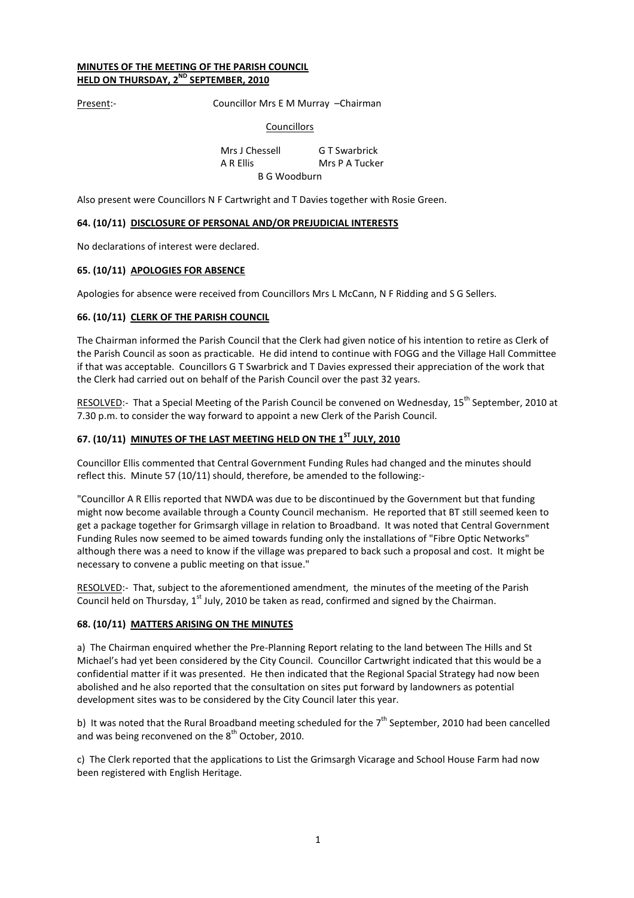**MINUTES OF THE MEETING OF THE PARISH COUNCIL**
**HELD ON THURSDAY, 2ND SEPTEMBER, 2010**

Present:- Councillor Mrs E M Murray –Chairman

Councillors

Mrs J Chessell G T Swarbrick
A R Ellis Mrs P A Tucker
B G Woodburn

Also present were Councillors N F Cartwright and T Davies together with Rosie Green.

## 64. (10/11) DISCLOSURE OF PERSONAL AND/OR PREJUDICIAL INTERESTS

No declarations of interest were declared.

## 65. (10/11) APOLOGIES FOR ABSENCE

Apologies for absence were received from Councillors Mrs L McCann, N F Ridding and S G Sellers.

## 66. (10/11) CLERK OF THE PARISH COUNCIL

The Chairman informed the Parish Council that the Clerk had given notice of his intention to retire as Clerk of the Parish Council as soon as practicable. He did intend to continue with FOGG and the Village Hall Committee if that was acceptable. Councillors G T Swarbrick and T Davies expressed their appreciation of the work that the Clerk had carried out on behalf of the Parish Council over the past 32 years.

RESOLVED:- That a Special Meeting of the Parish Council be convened on Wednesday, 15th September, 2010 at 7.30 p.m. to consider the way forward to appoint a new Clerk of the Parish Council.

## 67. (10/11) MINUTES OF THE LAST MEETING HELD ON THE 1ST JULY, 2010

Councillor Ellis commented that Central Government Funding Rules had changed and the minutes should reflect this. Minute 57 (10/11) should, therefore, be amended to the following:-

"Councillor A R Ellis reported that NWDA was due to be discontinued by the Government but that funding might now become available through a County Council mechanism. He reported that BT still seemed keen to get a package together for Grimsargh village in relation to Broadband. It was noted that Central Government Funding Rules now seemed to be aimed towards funding only the installations of "Fibre Optic Networks" although there was a need to know if the village was prepared to back such a proposal and cost. It might be necessary to convene a public meeting on that issue."

RESOLVED:- That, subject to the aforementioned amendment, the minutes of the meeting of the Parish Council held on Thursday, 1st July, 2010 be taken as read, confirmed and signed by the Chairman.

## 68. (10/11) MATTERS ARISING ON THE MINUTES

a) The Chairman enquired whether the Pre-Planning Report relating to the land between The Hills and St Michael's had yet been considered by the City Council. Councillor Cartwright indicated that this would be a confidential matter if it was presented. He then indicated that the Regional Spacial Strategy had now been abolished and he also reported that the consultation on sites put forward by landowners as potential development sites was to be considered by the City Council later this year.

b) It was noted that the Rural Broadband meeting scheduled for the 7th September, 2010 had been cancelled and was being reconvened on the 8th October, 2010.

c) The Clerk reported that the applications to List the Grimsargh Vicarage and School House Farm had now been registered with English Heritage.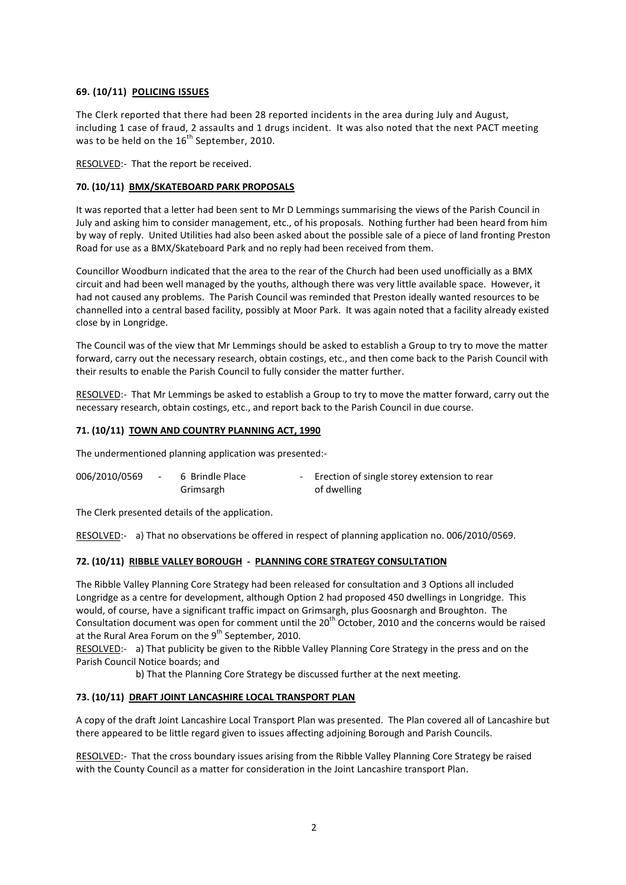**69. (10/11) POLICING ISSUES**

The Clerk reported that there had been 28 reported incidents in the area during July and August, including 1 case of fraud, 2 assaults and 1 drugs incident. It was also noted that the next PACT meeting was to be held on the 16th September, 2010.

RESOLVED:- That the report be received.

**70. (10/11) BMX/SKATEBOARD PARK PROPOSALS**

It was reported that a letter had been sent to Mr D Lemmings summarising the views of the Parish Council in July and asking him to consider management, etc., of his proposals. Nothing further had been heard from him by way of reply. United Utilities had also been asked about the possible sale of a piece of land fronting Preston Road for use as a BMX/Skateboard Park and no reply had been received from them.

Councillor Woodburn indicated that the area to the rear of the Church had been used unofficially as a BMX circuit and had been well managed by the youths, although there was very little available space. However, it had not caused any problems. The Parish Council was reminded that Preston ideally wanted resources to be channelled into a central based facility, possibly at Moor Park. It was again noted that a facility already existed close by in Longridge.

The Council was of the view that Mr Lemmings should be asked to establish a Group to try to move the matter forward, carry out the necessary research, obtain costings, etc., and then come back to the Parish Council with their results to enable the Parish Council to fully consider the matter further.

RESOLVED:- That Mr Lemmings be asked to establish a Group to try to move the matter forward, carry out the necessary research, obtain costings, etc., and report back to the Parish Council in due course.

**71. (10/11) TOWN AND COUNTRY PLANNING ACT, 1990**

The undermentioned planning application was presented:-

| | | | | |
|---|---|---|---|---|
| 006/2010/0569 | - | 6 Brindle Place Grimsargh | - | Erection of single storey extension to rear of dwelling |

The Clerk presented details of the application.

RESOLVED:- a) That no observations be offered in respect of planning application no. 006/2010/0569.

**72. (10/11) RIBBLE VALLEY BOROUGH - PLANNING CORE STRATEGY CONSULTATION**

The Ribble Valley Planning Core Strategy had been released for consultation and 3 Options all included Longridge as a centre for development, although Option 2 had proposed 450 dwellings in Longridge. This would, of course, have a significant traffic impact on Grimsargh, plus Goosnargh and Broughton. The Consultation document was open for comment until the 20th October, 2010 and the concerns would be raised at the Rural Area Forum on the 9th September, 2010.

RESOLVED:- a) That publicity be given to the Ribble Valley Planning Core Strategy in the press and on the Parish Council Notice boards; and

b) That the Planning Core Strategy be discussed further at the next meeting.

**73. (10/11) DRAFT JOINT LANCASHIRE LOCAL TRANSPORT PLAN**

A copy of the draft Joint Lancashire Local Transport Plan was presented. The Plan covered all of Lancashire but there appeared to be little regard given to issues affecting adjoining Borough and Parish Councils.

RESOLVED:- That the cross boundary issues arising from the Ribble Valley Planning Core Strategy be raised with the County Council as a matter for consideration in the Joint Lancashire transport Plan.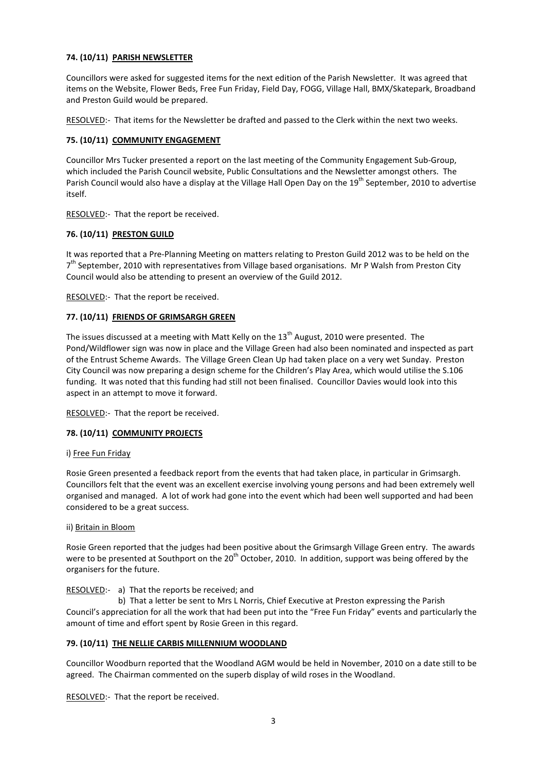**74. (10/11) PARISH NEWSLETTER**

Councillors were asked for suggested items for the next edition of the Parish Newsletter. It was agreed that items on the Website, Flower Beds, Free Fun Friday, Field Day, FOGG, Village Hall, BMX/Skatepark, Broadband and Preston Guild would be prepared.

RESOLVED:- That items for the Newsletter be drafted and passed to the Clerk within the next two weeks.

**75. (10/11) COMMUNITY ENGAGEMENT**

Councillor Mrs Tucker presented a report on the last meeting of the Community Engagement Sub-Group, which included the Parish Council website, Public Consultations and the Newsletter amongst others. The Parish Council would also have a display at the Village Hall Open Day on the 19th September, 2010 to advertise itself.

RESOLVED:- That the report be received.

**76. (10/11) PRESTON GUILD**

It was reported that a Pre-Planning Meeting on matters relating to Preston Guild 2012 was to be held on the 7th September, 2010 with representatives from Village based organisations. Mr P Walsh from Preston City Council would also be attending to present an overview of the Guild 2012.

RESOLVED:- That the report be received.

**77. (10/11) FRIENDS OF GRIMSARGH GREEN**

The issues discussed at a meeting with Matt Kelly on the 13th August, 2010 were presented. The Pond/Wildflower sign was now in place and the Village Green had also been nominated and inspected as part of the Entrust Scheme Awards. The Village Green Clean Up had taken place on a very wet Sunday. Preston City Council was now preparing a design scheme for the Children's Play Area, which would utilise the S.106 funding. It was noted that this funding had still not been finalised. Councillor Davies would look into this aspect in an attempt to move it forward.

RESOLVED:- That the report be received.

**78. (10/11) COMMUNITY PROJECTS**

i) Free Fun Friday

Rosie Green presented a feedback report from the events that had taken place, in particular in Grimsargh. Councillors felt that the event was an excellent exercise involving young persons and had been extremely well organised and managed. A lot of work had gone into the event which had been well supported and had been considered to be a great success.

ii) Britain in Bloom

Rosie Green reported that the judges had been positive about the Grimsargh Village Green entry. The awards were to be presented at Southport on the 20th October, 2010. In addition, support was being offered by the organisers for the future.

RESOLVED:- a) That the reports be received; and

b) That a letter be sent to Mrs L Norris, Chief Executive at Preston expressing the Parish Council's appreciation for all the work that had been put into the "Free Fun Friday" events and particularly the amount of time and effort spent by Rosie Green in this regard.

**79. (10/11) THE NELLIE CARBIS MILLENNIUM WOODLAND**

Councillor Woodburn reported that the Woodland AGM would be held in November, 2010 on a date still to be agreed. The Chairman commented on the superb display of wild roses in the Woodland.

RESOLVED:- That the report be received.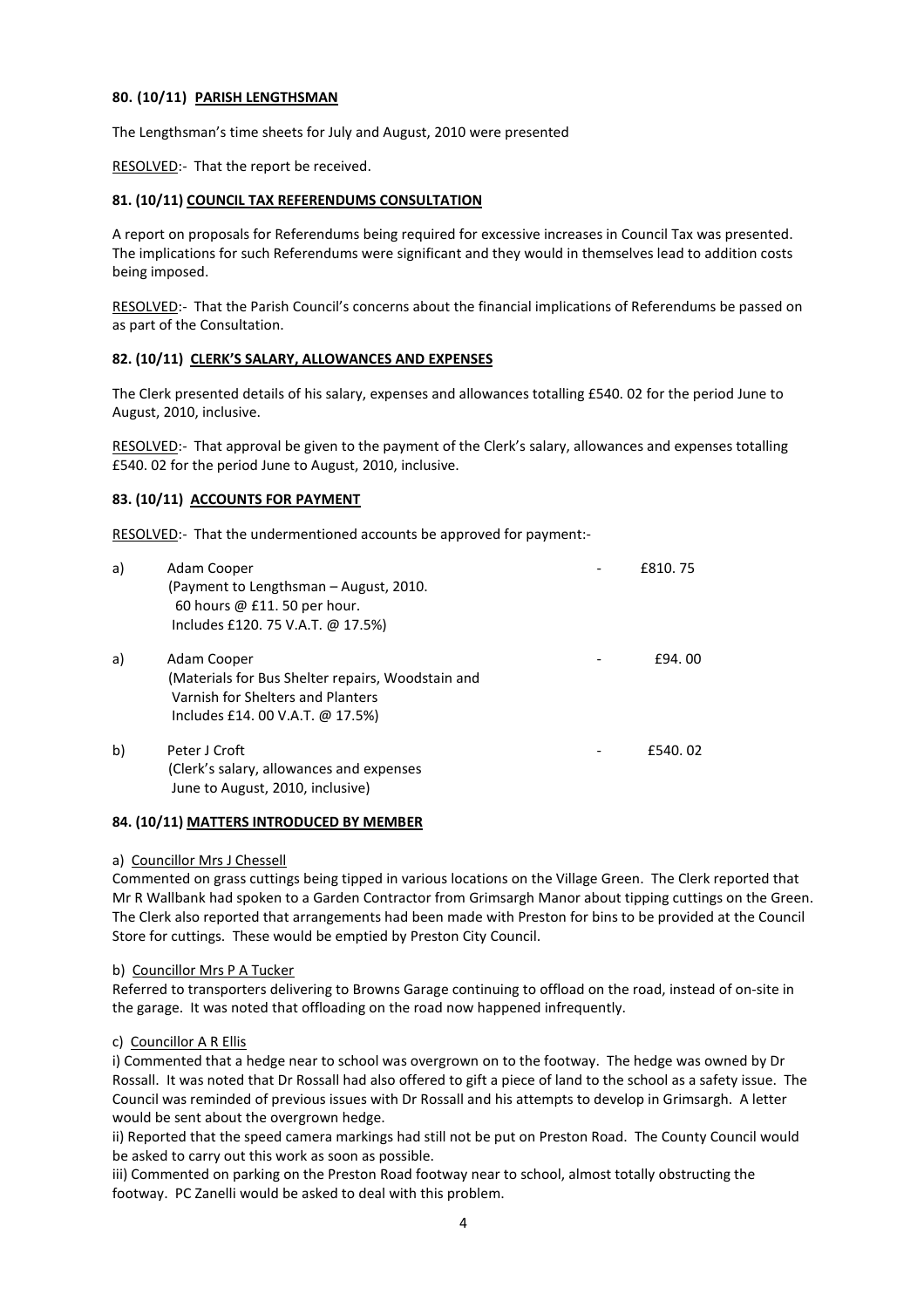**80. (10/11) PARISH LENGTHSMAN**

The Lengthsman's time sheets for July and August, 2010 were presented

RESOLVED:- That the report be received.

**81. (10/11) COUNCIL TAX REFERENDUMS CONSULTATION**

A report on proposals for Referendums being required for excessive increases in Council Tax was presented. The implications for such Referendums were significant and they would in themselves lead to addition costs being imposed.

RESOLVED:- That the Parish Council's concerns about the financial implications of Referendums be passed on as part of the Consultation.

**82. (10/11) CLERK'S SALARY, ALLOWANCES AND EXPENSES**

The Clerk presented details of his salary, expenses and allowances totalling £540. 02 for the period June to August, 2010, inclusive.

RESOLVED:- That approval be given to the payment of the Clerk's salary, allowances and expenses totalling £540. 02 for the period June to August, 2010, inclusive.

**83. (10/11) ACCOUNTS FOR PAYMENT**

RESOLVED:- That the undermentioned accounts be approved for payment:-

| | | | |
|---|---|---|---|
| a) | Adam Cooper<br>(Payment to Lengthsman – August, 2010.<br>60 hours @ £11. 50 per hour.<br>Includes £120. 75 V.A.T. @ 17.5%) | - | £810. 75 |
| a) | Adam Cooper<br>(Materials for Bus Shelter repairs, Woodstain and Varnish for Shelters and Planters<br>Includes £14. 00 V.A.T. @ 17.5%) | - | £94. 00 |
| b) | Peter J Croft<br>(Clerk's salary, allowances and expenses<br>June to August, 2010, inclusive) | - | £540. 02 |

**84. (10/11) MATTERS INTRODUCED BY MEMBER**

a) Councillor Mrs J Chessell

Commented on grass cuttings being tipped in various locations on the Village Green. The Clerk reported that Mr R Wallbank had spoken to a Garden Contractor from Grimsargh Manor about tipping cuttings on the Green. The Clerk also reported that arrangements had been made with Preston for bins to be provided at the Council Store for cuttings. These would be emptied by Preston City Council.

b) Councillor Mrs P A Tucker

Referred to transporters delivering to Browns Garage continuing to offload on the road, instead of on-site in the garage. It was noted that offloading on the road now happened infrequently.

c) Councillor A R Ellis

i) Commented that a hedge near to school was overgrown on to the footway. The hedge was owned by Dr Rossall. It was noted that Dr Rossall had also offered to gift a piece of land to the school as a safety issue. The Council was reminded of previous issues with Dr Rossall and his attempts to develop in Grimsargh. A letter would be sent about the overgrown hedge.

ii) Reported that the speed camera markings had still not be put on Preston Road. The County Council would be asked to carry out this work as soon as possible.

iii) Commented on parking on the Preston Road footway near to school, almost totally obstructing the footway. PC Zanelli would be asked to deal with this problem.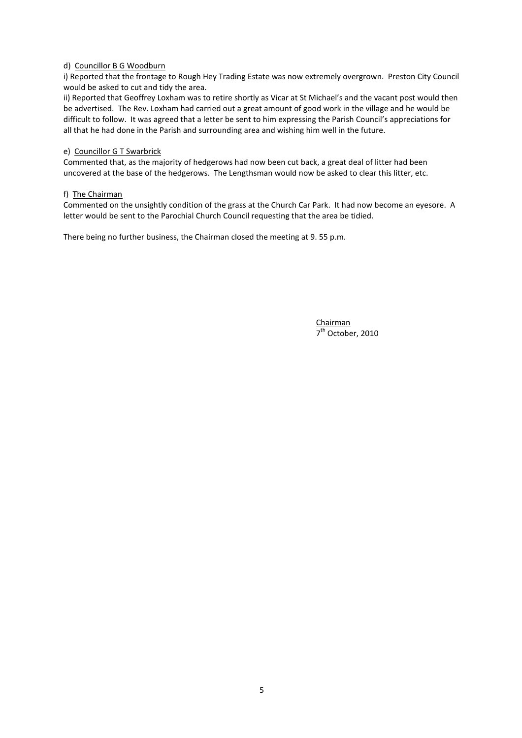d) Councillor B G Woodburn

i) Reported that the frontage to Rough Hey Trading Estate was now extremely overgrown. Preston City Council would be asked to cut and tidy the area.

ii) Reported that Geoffrey Loxham was to retire shortly as Vicar at St Michael's and the vacant post would then be advertised. The Rev. Loxham had carried out a great amount of good work in the village and he would be difficult to follow. It was agreed that a letter be sent to him expressing the Parish Council's appreciations for all that he had done in the Parish and surrounding area and wishing him well in the future.

e) Councillor G T Swarbrick

Commented that, as the majority of hedgerows had now been cut back, a great deal of litter had been uncovered at the base of the hedgerows. The Lengthsman would now be asked to clear this litter, etc.

f) The Chairman

Commented on the unsightly condition of the grass at the Church Car Park. It had now become an eyesore. A letter would be sent to the Parochial Church Council requesting that the area be tidied.

There being no further business, the Chairman closed the meeting at 9. 55 p.m.

Chairman
7th October, 2010